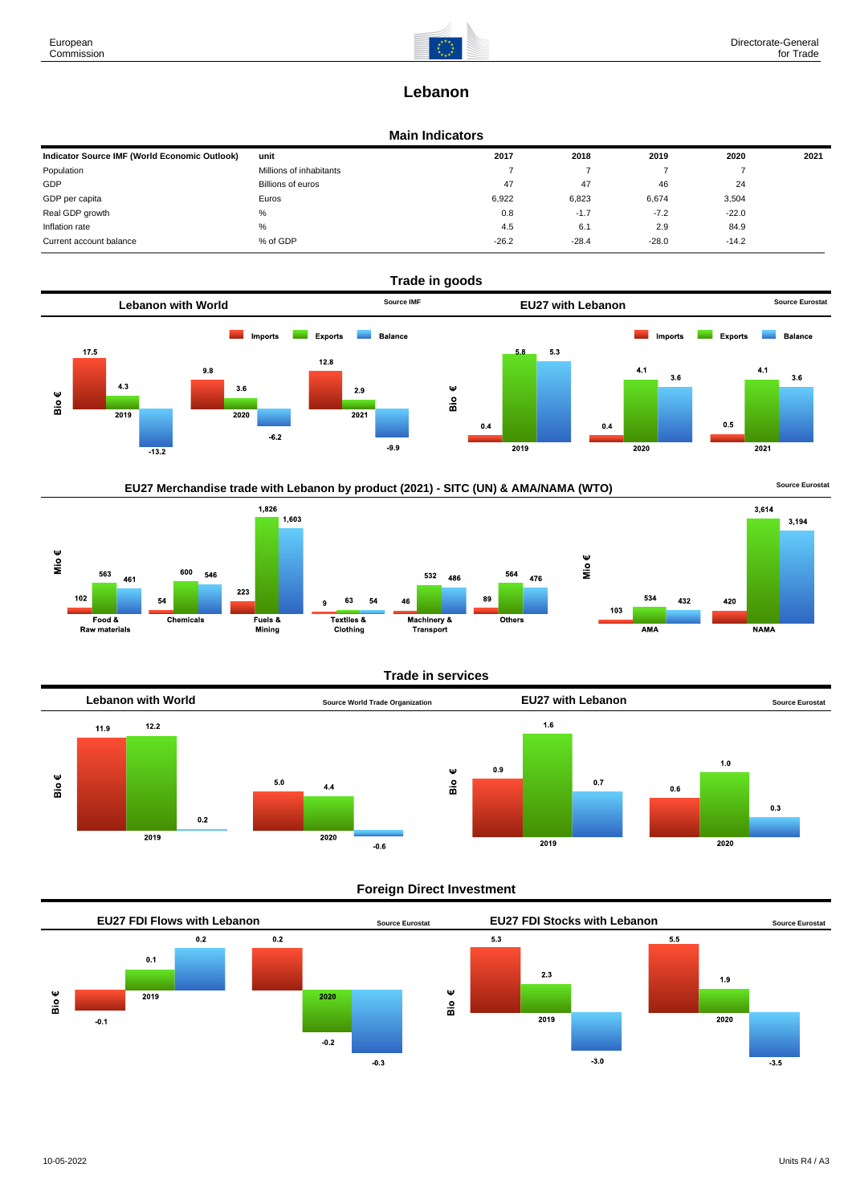# Lebanon

## Main Indicators

| Indicator Source IMF (World Economic Outlook) | unit | 2017 | 2018 | 2019 | 2020 | 2021 |
|---|---|---|---|---|---|---|
| Population | Millions of inhabitants | 7 | 7 | 7 | 7 | |
| GDP | Billions of euros | 47 | 47 | 46 | 24 | |
| GDP per capita | Euros | 6,922 | 6,823 | 6,674 | 3,504 | |
| Real GDP growth | % | 0.8 | -1.7 | -7.2 | -22.0 | |
| Inflation rate | % | 4.5 | 6.1 | 2.9 | 84.9 | |
| Current account balance | % of GDP | -26.2 | -28.4 | -28.0 | -14.2 | |

## Trade in goods

### Lebanon with World

Source IMF

Bio €

| | Imports | Exports | Balance |
|---|---|---|---|
| 2019 | 17.5 | 4.3 | -13.2 |
| 2020 | 9.8 | 3.6 | -6.2 |
| 2021 | 12.8 | 2.9 | -9.9 |

### EU27 with Lebanon

Source Eurostat

Bio €

| | Imports | Exports | Balance |
|---|---|---|---|
| 2019 | 0.4 | 5.8 | 5.3 |
| 2020 | 0.4 | 4.1 | 3.6 |
| 2021 | 0.5 | 4.1 | 3.6 |

### EU27 Merchandise trade with Lebanon by product (2021) - SITC (UN) & AMA/NAMA (WTO)

Source Eurostat

Mio €

| | Imports | Exports | Balance |
|---|---|---|---|
| Food & Raw materials | 102 | 563 | 461 |
| Chemicals | 54 | 600 | 546 |
| Fuels & Mining | 223 | 1,826 | 1,603 |
| Textiles & Clothing | 9 | 63 | 54 |
| Machinery & Transport | 46 | 532 | 486 |
| Others | 89 | 564 | 476 |

Mio €

| | Imports | Exports | Balance |
|---|---|---|---|
| AMA | 103 | 534 | 432 |
| NAMA | 420 | 3,614 | 3,194 |

## Trade in services

### Lebanon with World

Source World Trade Organization

Bio €

| | Imports | Exports | Balance |
|---|---|---|---|
| 2019 | 11.9 | 12.2 | 0.2 |
| 2020 | 5.0 | 4.4 | -0.6 |

### EU27 with Lebanon

Source Eurostat

Bio €

| | Imports | Exports | Balance |
|---|---|---|---|
| 2019 | 0.9 | 1.6 | 0.7 |
| 2020 | 0.6 | 1.0 | 0.3 |

## Foreign Direct Investment

### EU27 FDI Flows with Lebanon

Source Eurostat

Bio €

| | Inward | Outward | Balance |
|---|---|---|---|
| 2019 | -0.1 | 0.1 | 0.2 |
| 2020 | 0.2 | -0.2 | -0.3 |

### EU27 FDI Stocks with Lebanon

Source Eurostat

Bio €

| | Inward | Outward | Balance |
|---|---|---|---|
| 2019 | 5.3 | 2.3 | -3.0 |
| 2020 | 5.5 | 1.9 | -3.5 |

10-05-2022

Units R4 / A3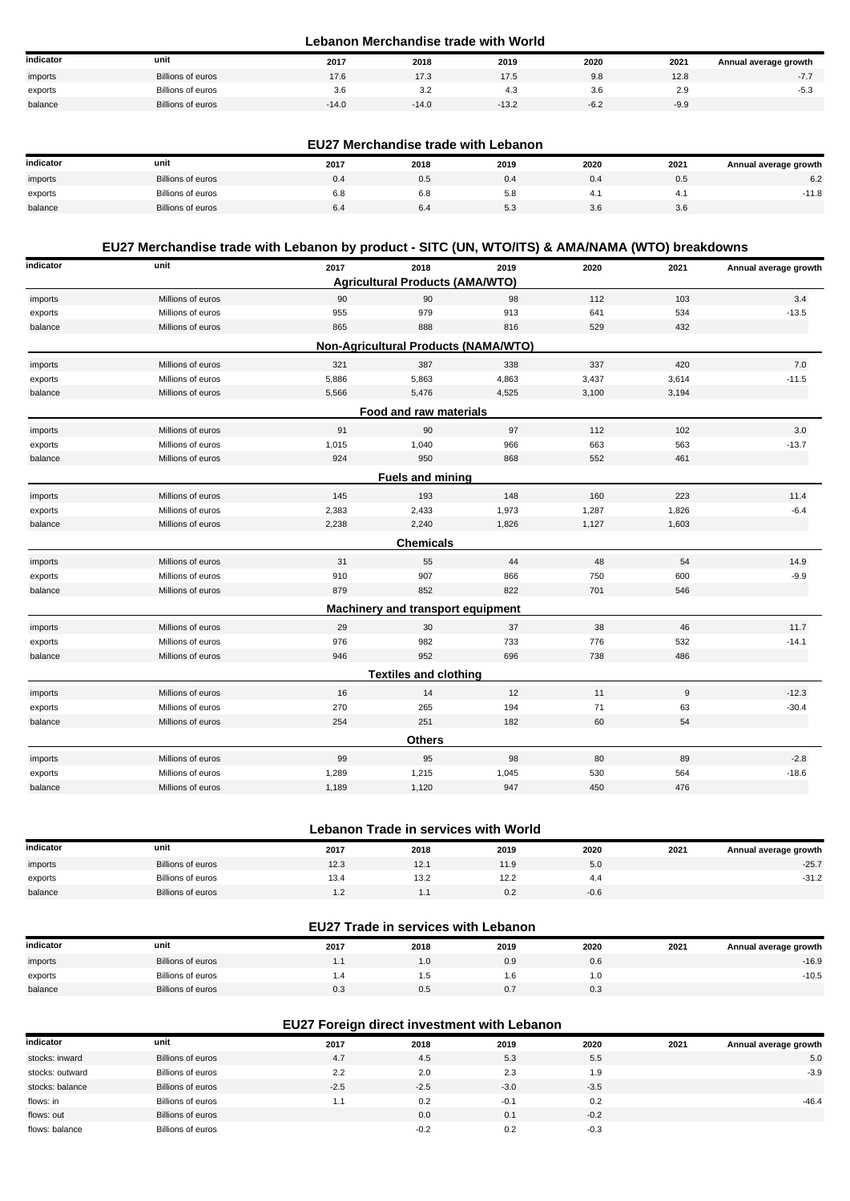## Lebanon Merchandise trade with World

| indicator | unit | 2017 | 2018 | 2019 | 2020 | 2021 | Annual average growth |
|---|---|---|---|---|---|---|---|
| imports | Billions of euros | 17.6 | 17.3 | 17.5 | 9.8 | 12.8 | -7.7 |
| exports | Billions of euros | 3.6 | 3.2 | 4.3 | 3.6 | 2.9 | -5.3 |
| balance | Billions of euros | -14.0 | -14.0 | -13.2 | -6.2 | -9.9 | |

## EU27 Merchandise trade with Lebanon

| indicator | unit | 2017 | 2018 | 2019 | 2020 | 2021 | Annual average growth |
|---|---|---|---|---|---|---|---|
| imports | Billions of euros | 0.4 | 0.5 | 0.4 | 0.4 | 0.5 | 6.2 |
| exports | Billions of euros | 6.8 | 6.8 | 5.8 | 4.1 | 4.1 | -11.8 |
| balance | Billions of euros | 6.4 | 6.4 | 5.3 | 3.6 | 3.6 | |

## EU27 Merchandise trade with Lebanon by product - SITC (UN, WTO/ITS) & AMA/NAMA (WTO) breakdowns

| indicator | unit | 2017 | 2018 | 2019 | 2020 | 2021 | Annual average growth |
|---|---|---|---|---|---|---|---|
| **Agricultural Products (AMA/WTO)** | | | | | | | |
| imports | Millions of euros | 90 | 90 | 98 | 112 | 103 | 3.4 |
| exports | Millions of euros | 955 | 979 | 913 | 641 | 534 | -13.5 |
| balance | Millions of euros | 865 | 888 | 816 | 529 | 432 | |
| **Non-Agricultural Products (NAMA/WTO)** | | | | | | | |
| imports | Millions of euros | 321 | 387 | 338 | 337 | 420 | 7.0 |
| exports | Millions of euros | 5,886 | 5,863 | 4,863 | 3,437 | 3,614 | -11.5 |
| balance | Millions of euros | 5,566 | 5,476 | 4,525 | 3,100 | 3,194 | |
| **Food and raw materials** | | | | | | | |
| imports | Millions of euros | 91 | 90 | 97 | 112 | 102 | 3.0 |
| exports | Millions of euros | 1,015 | 1,040 | 966 | 663 | 563 | -13.7 |
| balance | Millions of euros | 924 | 950 | 868 | 552 | 461 | |
| **Fuels and mining** | | | | | | | |
| imports | Millions of euros | 145 | 193 | 148 | 160 | 223 | 11.4 |
| exports | Millions of euros | 2,383 | 2,433 | 1,973 | 1,287 | 1,826 | -6.4 |
| balance | Millions of euros | 2,238 | 2,240 | 1,826 | 1,127 | 1,603 | |
| **Chemicals** | | | | | | | |
| imports | Millions of euros | 31 | 55 | 44 | 48 | 54 | 14.9 |
| exports | Millions of euros | 910 | 907 | 866 | 750 | 600 | -9.9 |
| balance | Millions of euros | 879 | 852 | 822 | 701 | 546 | |
| **Machinery and transport equipment** | | | | | | | |
| imports | Millions of euros | 29 | 30 | 37 | 38 | 46 | 11.7 |
| exports | Millions of euros | 976 | 982 | 733 | 776 | 532 | -14.1 |
| balance | Millions of euros | 946 | 952 | 696 | 738 | 486 | |
| **Textiles and clothing** | | | | | | | |
| imports | Millions of euros | 16 | 14 | 12 | 11 | 9 | -12.3 |
| exports | Millions of euros | 270 | 265 | 194 | 71 | 63 | -30.4 |
| balance | Millions of euros | 254 | 251 | 182 | 60 | 54 | |
| **Others** | | | | | | | |
| imports | Millions of euros | 99 | 95 | 98 | 80 | 89 | -2.8 |
| exports | Millions of euros | 1,289 | 1,215 | 1,045 | 530 | 564 | -18.6 |
| balance | Millions of euros | 1,189 | 1,120 | 947 | 450 | 476 | |

## Lebanon Trade in services with World

| indicator | unit | 2017 | 2018 | 2019 | 2020 | 2021 | Annual average growth |
|---|---|---|---|---|---|---|---|
| imports | Billions of euros | 12.3 | 12.1 | 11.9 | 5.0 | | -25.7 |
| exports | Billions of euros | 13.4 | 13.2 | 12.2 | 4.4 | | -31.2 |
| balance | Billions of euros | 1.2 | 1.1 | 0.2 | -0.6 | | |

## EU27 Trade in services with Lebanon

| indicator | unit | 2017 | 2018 | 2019 | 2020 | 2021 | Annual average growth |
|---|---|---|---|---|---|---|---|
| imports | Billions of euros | 1.1 | 1.0 | 0.9 | 0.6 | | -16.9 |
| exports | Billions of euros | 1.4 | 1.5 | 1.6 | 1.0 | | -10.5 |
| balance | Billions of euros | 0.3 | 0.5 | 0.7 | 0.3 | | |

## EU27 Foreign direct investment with Lebanon

| indicator | unit | 2017 | 2018 | 2019 | 2020 | 2021 | Annual average growth |
|---|---|---|---|---|---|---|---|
| stocks: inward | Billions of euros | 4.7 | 4.5 | 5.3 | 5.5 | | 5.0 |
| stocks: outward | Billions of euros | 2.2 | 2.0 | 2.3 | 1.9 | | -3.9 |
| stocks: balance | Billions of euros | -2.5 | -2.5 | -3.0 | -3.5 | | |
| flows: in | Billions of euros | 1.1 | 0.2 | -0.1 | 0.2 | | -46.4 |
| flows: out | Billions of euros | | 0.0 | 0.1 | -0.2 | | |
| flows: balance | Billions of euros | | -0.2 | 0.2 | -0.3 | | |